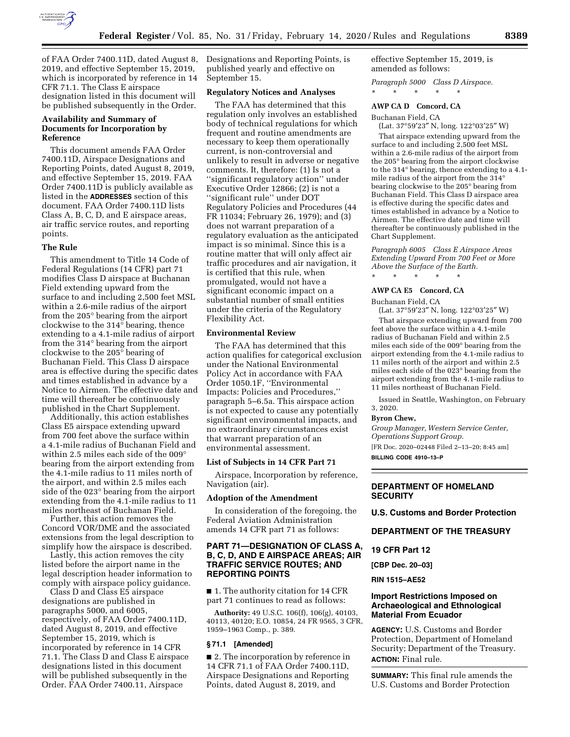of FAA Order 7400.11D, dated August 8, 2019, and effective September 15, 2019, which is incorporated by reference in 14 CFR 71.1. The Class E airspace designation listed in this document will be published subsequently in the Order.

### Availability and Summary of Documents for Incorporation by Reference

This document amends FAA Order 7400.11D, Airspace Designations and Reporting Points, dated August 8, 2019, and effective September 15, 2019. FAA Order 7400.11D is publicly available as listed in the **ADDRESSES** section of this document. FAA Order 7400.11D lists Class A, B, C, D, and E airspace areas, air traffic service routes, and reporting points.

### The Rule

This amendment to Title 14 Code of Federal Regulations (14 CFR) part 71 modifies Class D airspace at Buchanan Field extending upward from the surface to and including 2,500 feet MSL within a 2.6-mile radius of the airport from the 205° bearing from the airport clockwise to the 314° bearing, thence extending to a 4.1-mile radius of airport from the 314° bearing from the airport clockwise to the 205° bearing of Buchanan Field. This Class D airspace area is effective during the specific dates and times established in advance by a Notice to Airmen. The effective date and time will thereafter be continuously published in the Chart Supplement.

Additionally, this action establishes Class E5 airspace extending upward from 700 feet above the surface within a 4.1-mile radius of Buchanan Field and within 2.5 miles each side of the 009° bearing from the airport extending from the 4.1-mile radius to 11 miles north of the airport, and within 2.5 miles each side of the 023° bearing from the airport extending from the 4.1-mile radius to 11 miles northeast of Buchanan Field.

Further, this action removes the Concord VOR/DME and the associated extensions from the legal description to simplify how the airspace is described.

Lastly, this action removes the city listed before the airport name in the legal description header information to comply with airspace policy guidance.

Class D and Class E5 airspace designations are published in paragraphs 5000, and 6005, respectively, of FAA Order 7400.11D, dated August 8, 2019, and effective September 15, 2019, which is incorporated by reference in 14 CFR 71.1. The Class D and Class E airspace designations listed in this document will be published subsequently in the Order. FAA Order 7400.11, Airspace Designations and Reporting Points, is published yearly and effective on September 15.

### Regulatory Notices and Analyses

The FAA has determined that this regulation only involves an established body of technical regulations for which frequent and routine amendments are necessary to keep them operationally current, is non-controversial and unlikely to result in adverse or negative comments. It, therefore: (1) Is not a ''significant regulatory action'' under Executive Order 12866; (2) is not a ''significant rule'' under DOT Regulatory Policies and Procedures (44 FR 11034; February 26, 1979); and (3) does not warrant preparation of a regulatory evaluation as the anticipated impact is so minimal. Since this is a routine matter that will only affect air traffic procedures and air navigation, it is certified that this rule, when promulgated, would not have a significant economic impact on a substantial number of small entities under the criteria of the Regulatory Flexibility Act.

### Environmental Review

The FAA has determined that this action qualifies for categorical exclusion under the National Environmental Policy Act in accordance with FAA Order 1050.1F, ''Environmental Impacts: Policies and Procedures,'' paragraph 5–6.5a. This airspace action is not expected to cause any potentially significant environmental impacts, and no extraordinary circumstances exist that warrant preparation of an environmental assessment.

### List of Subjects in 14 CFR Part 71

Airspace, Incorporation by reference, Navigation (air).

### Adoption of the Amendment

In consideration of the foregoing, the Federal Aviation Administration amends 14 CFR part 71 as follows:

## PART 71—DESIGNATION OF CLASS A, B, C, D, AND E AIRSPACE AREAS; AIR TRAFFIC SERVICE ROUTES; AND REPORTING POINTS

■ 1. The authority citation for 14 CFR part 71 continues to read as follows:

**Authority:** 49 U.S.C. 106(f), 106(g), 40103, 40113, 40120; E.O. 10854, 24 FR 9565, 3 CFR, 1959–1963 Comp., p. 389.

### § 71.1 [Amended]

■ 2. The incorporation by reference in 14 CFR 71.1 of FAA Order 7400.11D, Airspace Designations and Reporting Points, dated August 8, 2019, and effective September 15, 2019, is amended as follows:

*Paragraph 5000 Class D Airspace.*

\* \* \* \* \*

**AWP CA D Concord, CA**

Buchanan Field, CA

(Lat. 37°59′23″ N, long. 122°03′25″ W)

That airspace extending upward from the surface to and including 2,500 feet MSL within a 2.6-mile radius of the airport from the 205° bearing from the airport clockwise to the 314° bearing, thence extending to a 4.1-mile radius of the airport from the 314° bearing clockwise to the 205° bearing from Buchanan Field. This Class D airspace area is effective during the specific dates and times established in advance by a Notice to Airmen. The effective date and time will thereafter be continuously published in the Chart Supplement.

*Paragraph 6005 Class E Airspace Areas Extending Upward From 700 Feet or More Above the Surface of the Earth.*

\* \* \* \* \*

**AWP CA E5 Concord, CA**

Buchanan Field, CA

(Lat. 37°59′23″ N, long. 122°03′25″ W)

That airspace extending upward from 700 feet above the surface within a 4.1-mile radius of Buchanan Field and within 2.5 miles each side of the 009° bearing from the airport extending from the 4.1-mile radius to 11 miles north of the airport and within 2.5 miles each side of the 023° bearing from the airport extending from the 4.1-mile radius to 11 miles northeast of Buchanan Field.

Issued in Seattle, Washington, on February 3, 2020.

**Byron Chew,**

*Group Manager, Western Service Center, Operations Support Group.*

[FR Doc. 2020–02448 Filed 2–13–20; 8:45 am]

**BILLING CODE 4910–13–P**

---

## DEPARTMENT OF HOMELAND SECURITY

## U.S. Customs and Border Protection

## DEPARTMENT OF THE TREASURY

## 19 CFR Part 12

**[CBP Dec. 20–03]**

**RIN 1515–AE52**

## Import Restrictions Imposed on Archaeological and Ethnological Material From Ecuador

**AGENCY:** U.S. Customs and Border Protection, Department of Homeland Security; Department of the Treasury.

**ACTION:** Final rule.

**SUMMARY:** This final rule amends the U.S. Customs and Border Protection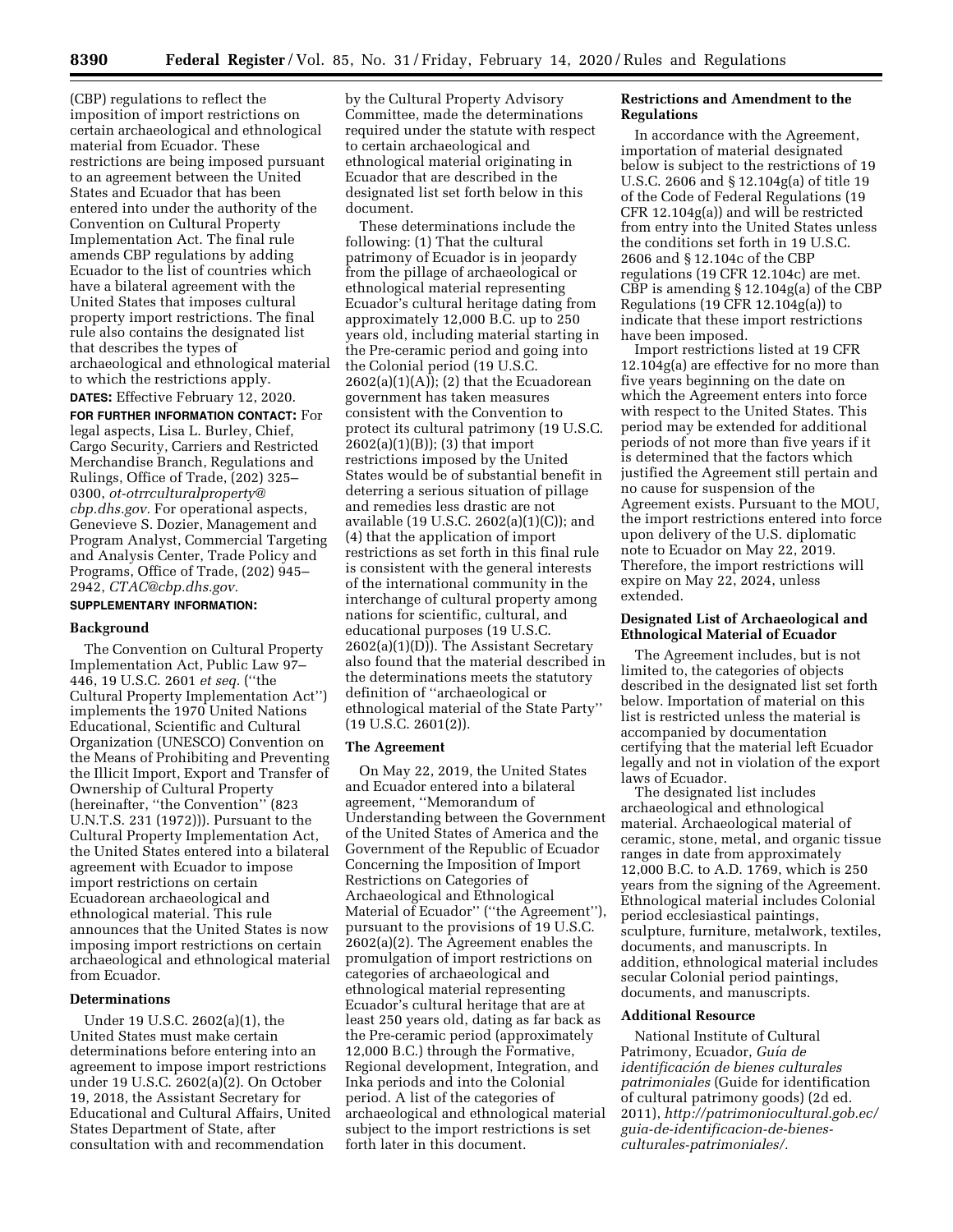(CBP) regulations to reflect the imposition of import restrictions on certain archaeological and ethnological material from Ecuador. These restrictions are being imposed pursuant to an agreement between the United States and Ecuador that has been entered into under the authority of the Convention on Cultural Property Implementation Act. The final rule amends CBP regulations by adding Ecuador to the list of countries which have a bilateral agreement with the United States that imposes cultural property import restrictions. The final rule also contains the designated list that describes the types of archaeological and ethnological material to which the restrictions apply.

**DATES:** Effective February 12, 2020.

**FOR FURTHER INFORMATION CONTACT:** For legal aspects, Lisa L. Burley, Chief, Cargo Security, Carriers and Restricted Merchandise Branch, Regulations and Rulings, Office of Trade, (202) 325–0300, *ot-otrrculturalproperty@cbp.dhs.gov.* For operational aspects, Genevieve S. Dozier, Management and Program Analyst, Commercial Targeting and Analysis Center, Trade Policy and Programs, Office of Trade, (202) 945–2942, *CTAC@cbp.dhs.gov.*

**SUPPLEMENTARY INFORMATION:**

## Background

The Convention on Cultural Property Implementation Act, Public Law 97–446, 19 U.S.C. 2601 *et seq.* (''the Cultural Property Implementation Act'') implements the 1970 United Nations Educational, Scientific and Cultural Organization (UNESCO) Convention on the Means of Prohibiting and Preventing the Illicit Import, Export and Transfer of Ownership of Cultural Property (hereinafter, ''the Convention'' (823 U.N.T.S. 231 (1972))). Pursuant to the Cultural Property Implementation Act, the United States entered into a bilateral agreement with Ecuador to impose import restrictions on certain Ecuadorean archaeological and ethnological material. This rule announces that the United States is now imposing import restrictions on certain archaeological and ethnological material from Ecuador.

## Determinations

Under 19 U.S.C. 2602(a)(1), the United States must make certain determinations before entering into an agreement to impose import restrictions under 19 U.S.C. 2602(a)(2). On October 19, 2018, the Assistant Secretary for Educational and Cultural Affairs, United States Department of State, after consultation with and recommendation by the Cultural Property Advisory Committee, made the determinations required under the statute with respect to certain archaeological and ethnological material originating in Ecuador that are described in the designated list set forth below in this document.

These determinations include the following: (1) That the cultural patrimony of Ecuador is in jeopardy from the pillage of archaeological or ethnological material representing Ecuador's cultural heritage dating from approximately 12,000 B.C. up to 250 years old, including material starting in the Pre-ceramic period and going into the Colonial period (19 U.S.C. 2602(a)(1)(A)); (2) that the Ecuadorean government has taken measures consistent with the Convention to protect its cultural patrimony (19 U.S.C. 2602(a)(1)(B)); (3) that import restrictions imposed by the United States would be of substantial benefit in deterring a serious situation of pillage and remedies less drastic are not available (19 U.S.C. 2602(a)(1)(C)); and (4) that the application of import restrictions as set forth in this final rule is consistent with the general interests of the international community in the interchange of cultural property among nations for scientific, cultural, and educational purposes (19 U.S.C. 2602(a)(1)(D)). The Assistant Secretary also found that the material described in the determinations meets the statutory definition of ''archaeological or ethnological material of the State Party'' (19 U.S.C. 2601(2)).

## The Agreement

On May 22, 2019, the United States and Ecuador entered into a bilateral agreement, ''Memorandum of Understanding between the Government of the United States of America and the Government of the Republic of Ecuador Concerning the Imposition of Import Restrictions on Categories of Archaeological and Ethnological Material of Ecuador'' (''the Agreement''), pursuant to the provisions of 19 U.S.C. 2602(a)(2). The Agreement enables the promulgation of import restrictions on categories of archaeological and ethnological material representing Ecuador's cultural heritage that are at least 250 years old, dating as far back as the Pre-ceramic period (approximately 12,000 B.C.) through the Formative, Regional development, Integration, and Inka periods and into the Colonial period. A list of the categories of archaeological and ethnological material subject to the import restrictions is set forth later in this document.

## Restrictions and Amendment to the Regulations

In accordance with the Agreement, importation of material designated below is subject to the restrictions of 19 U.S.C. 2606 and § 12.104g(a) of title 19 of the Code of Federal Regulations (19 CFR 12.104g(a)) and will be restricted from entry into the United States unless the conditions set forth in 19 U.S.C. 2606 and § 12.104c of the CBP regulations (19 CFR 12.104c) are met. CBP is amending § 12.104g(a) of the CBP Regulations (19 CFR 12.104g(a)) to indicate that these import restrictions have been imposed.

Import restrictions listed at 19 CFR 12.104g(a) are effective for no more than five years beginning on the date on which the Agreement enters into force with respect to the United States. This period may be extended for additional periods of not more than five years if it is determined that the factors which justified the Agreement still pertain and no cause for suspension of the Agreement exists. Pursuant to the MOU, the import restrictions entered into force upon delivery of the U.S. diplomatic note to Ecuador on May 22, 2019. Therefore, the import restrictions will expire on May 22, 2024, unless extended.

## Designated List of Archaeological and Ethnological Material of Ecuador

The Agreement includes, but is not limited to, the categories of objects described in the designated list set forth below. Importation of material on this list is restricted unless the material is accompanied by documentation certifying that the material left Ecuador legally and not in violation of the export laws of Ecuador.

The designated list includes archaeological and ethnological material. Archaeological material of ceramic, stone, metal, and organic tissue ranges in date from approximately 12,000 B.C. to A.D. 1769, which is 250 years from the signing of the Agreement. Ethnological material includes Colonial period ecclesiastical paintings, sculpture, furniture, metalwork, textiles, documents, and manuscripts. In addition, ethnological material includes secular Colonial period paintings, documents, and manuscripts.

## Additional Resource

National Institute of Cultural Patrimony, Ecuador, *Guía de identificación de bienes culturales patrimoniales* (Guide for identification of cultural patrimony goods) (2d ed. 2011), *http://patrimoniocultural.gob.ec/guia-de-identificacion-de-bienes-culturales-patrimoniales/.*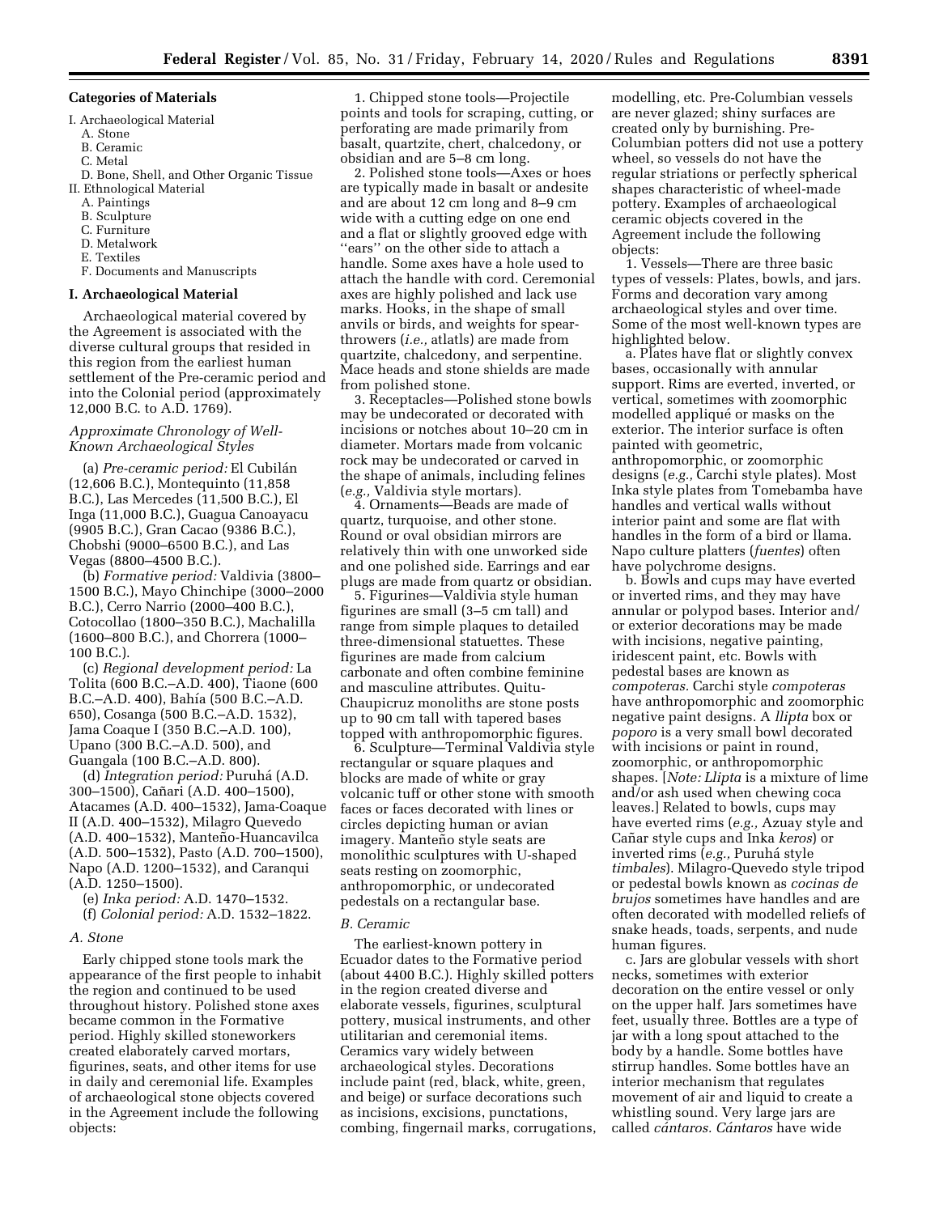**Categories of Materials**

I. Archaeological Material
  A. Stone
  B. Ceramic
  C. Metal
  D. Bone, Shell, and Other Organic Tissue
II. Ethnological Material
  A. Paintings
  B. Sculpture
  C. Furniture
  D. Metalwork
  E. Textiles
  F. Documents and Manuscripts

**I. Archaeological Material**

Archaeological material covered by the Agreement is associated with the diverse cultural groups that resided in this region from the earliest human settlement of the Pre-ceramic period and into the Colonial period (approximately 12,000 B.C. to A.D. 1769).

*Approximate Chronology of Well-Known Archaeological Styles*

(a) *Pre-ceramic period:* El Cubilán (12,606 B.C.), Montequinto (11,858 B.C.), Las Mercedes (11,500 B.C.), El Inga (11,000 B.C.), Guagua Canoayacu (9905 B.C.), Gran Cacao (9386 B.C.), Chobshi (9000–6500 B.C.), and Las Vegas (8800–4500 B.C.).

(b) *Formative period:* Valdivia (3800–1500 B.C.), Mayo Chinchipe (3000–2000 B.C.), Cerro Narrio (2000–400 B.C.), Cotocollao (1800–350 B.C.), Machalilla (1600–800 B.C.), and Chorrera (1000–100 B.C.).

(c) *Regional development period:* La Tolita (600 B.C.–A.D. 400), Tiaone (600 B.C.–A.D. 400), Bahía (500 B.C.–A.D. 650), Cosanga (500 B.C.–A.D. 1532), Jama Coaque I (350 B.C.–A.D. 100), Upano (300 B.C.–A.D. 500), and Guangala (100 B.C.–A.D. 800).

(d) *Integration period:* Puruhá (A.D. 300–1500), Cañari (A.D. 400–1500), Atacames (A.D. 400–1532), Jama-Coaque II (A.D. 400–1532), Milagro Quevedo (A.D. 400–1532), Manteño-Huancavilca (A.D. 500–1532), Pasto (A.D. 700–1500), Napo (A.D. 1200–1532), and Caranqui (A.D. 1250–1500).

(e) *Inka period:* A.D. 1470–1532.

(f) *Colonial period:* A.D. 1532–1822.

*A. Stone*

Early chipped stone tools mark the appearance of the first people to inhabit the region and continued to be used throughout history. Polished stone axes became common in the Formative period. Highly skilled stoneworkers created elaborately carved mortars, figurines, seats, and other items for use in daily and ceremonial life. Examples of archaeological stone objects covered in the Agreement include the following objects:

1. Chipped stone tools—Projectile points and tools for scraping, cutting, or perforating are made primarily from basalt, quartzite, chert, chalcedony, or obsidian and are 5–8 cm long.

2. Polished stone tools—Axes or hoes are typically made in basalt or andesite and are about 12 cm long and 8–9 cm wide with a cutting edge on one end and a flat or slightly grooved edge with "ears" on the other side to attach a handle. Some axes have a hole used to attach the handle with cord. Ceremonial axes are highly polished and lack use marks. Hooks, in the shape of small anvils or birds, and weights for spear-throwers (*i.e.,* atlatls) are made from quartzite, chalcedony, and serpentine. Mace heads and stone shields are made from polished stone.

3. Receptacles—Polished stone bowls may be undecorated or decorated with incisions or notches about 10–20 cm in diameter. Mortars made from volcanic rock may be undecorated or carved in the shape of animals, including felines (*e.g.,* Valdivia style mortars).

4. Ornaments—Beads are made of quartz, turquoise, and other stone. Round or oval obsidian mirrors are relatively thin with one unworked side and one polished side. Earrings and ear plugs are made from quartz or obsidian.

5. Figurines—Valdivia style human figurines are small (3–5 cm tall) and range from simple plaques to detailed three-dimensional statuettes. These figurines are made from calcium carbonate and often combine feminine and masculine attributes. Quitu-Chaupicruz monoliths are stone posts up to 90 cm tall with tapered bases topped with anthropomorphic figures.

6. Sculpture—Terminal Valdivia style rectangular or square plaques and blocks are made of white or gray volcanic tuff or other stone with smooth faces or faces decorated with lines or circles depicting human or avian imagery. Manteño style seats are monolithic sculptures with U-shaped seats resting on zoomorphic, anthropomorphic, or undecorated pedestals on a rectangular base.

*B. Ceramic*

The earliest-known pottery in Ecuador dates to the Formative period (about 4400 B.C.). Highly skilled potters in the region created diverse and elaborate vessels, figurines, sculptural pottery, musical instruments, and other utilitarian and ceremonial items. Ceramics vary widely between archaeological styles. Decorations include paint (red, black, white, green, and beige) or surface decorations such as incisions, excisions, punctations, combing, fingernail marks, corrugations, modelling, etc. Pre-Columbian vessels are never glazed; shiny surfaces are created only by burnishing. Pre-Columbian potters did not use a pottery wheel, so vessels do not have the regular striations or perfectly spherical shapes characteristic of wheel-made pottery. Examples of archaeological ceramic objects covered in the Agreement include the following objects:

1. Vessels—There are three basic types of vessels: Plates, bowls, and jars. Forms and decoration vary among archaeological styles and over time. Some of the most well-known types are highlighted below.

a. Plates have flat or slightly convex bases, occasionally with annular support. Rims are everted, inverted, or vertical, sometimes with zoomorphic modelled appliqué or masks on the exterior. The interior surface is often painted with geometric, anthropomorphic, or zoomorphic designs (*e.g.,* Carchi style plates). Most Inka style plates from Tomebamba have handles and vertical walls without interior paint and some are flat with handles in the form of a bird or llama. Napo culture platters (*fuentes*) often have polychrome designs.

b. Bowls and cups may have everted or inverted rims, and they may have annular or polypod bases. Interior and/or exterior decorations may be made with incisions, negative painting, iridescent paint, etc. Bowls with pedestal bases are known as *compoteras.* Carchi style *compoteras* have anthropomorphic and zoomorphic negative paint designs. A *llipta* box or *poporo* is a very small bowl decorated with incisions or paint in round, zoomorphic, or anthropomorphic shapes. [*Note: Llipta* is a mixture of lime and/or ash used when chewing coca leaves.] Related to bowls, cups may have everted rims (*e.g.,* Azuay style and Cañar style cups and Inka *keros*) or inverted rims (*e.g.,* Puruhá style *timbales*). Milagro-Quevedo style tripod or pedestal bowls known as *cocinas de brujos* sometimes have handles and are often decorated with modelled reliefs of snake heads, toads, serpents, and nude human figures.

c. Jars are globular vessels with short necks, sometimes with exterior decoration on the entire vessel or only on the upper half. Jars sometimes have feet, usually three. Bottles are a type of jar with a long spout attached to the body by a handle. Some bottles have stirrup handles. Some bottles have an interior mechanism that regulates movement of air and liquid to create a whistling sound. Very large jars are called *cántaros. Cántaros* have wide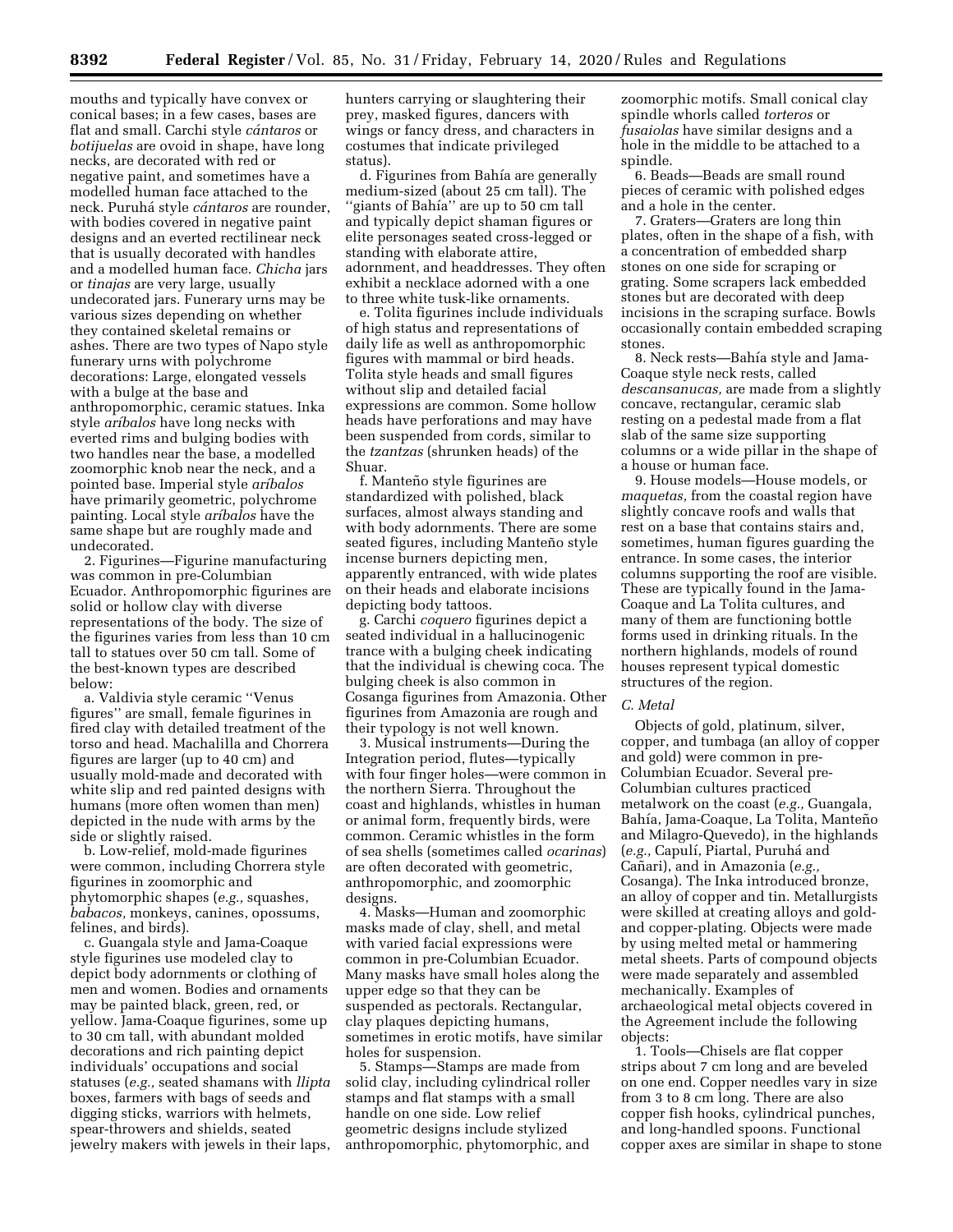mouths and typically have convex or conical bases; in a few cases, bases are flat and small. Carchi style *cántaros* or *botijuelas* are ovoid in shape, have long necks, are decorated with red or negative paint, and sometimes have a modelled human face attached to the neck. Puruhá style *cántaros* are rounder, with bodies covered in negative paint designs and an everted rectilinear neck that is usually decorated with handles and a modelled human face. *Chicha* jars or *tinajas* are very large, usually undecorated jars. Funerary urns may be various sizes depending on whether they contained skeletal remains or ashes. There are two types of Napo style funerary urns with polychrome decorations: Large, elongated vessels with a bulge at the base and anthropomorphic, ceramic statues. Inka style *aríbalos* have long necks with everted rims and bulging bodies with two handles near the base, a modelled zoomorphic knob near the neck, and a pointed base. Imperial style *aríbalos* have primarily geometric, polychrome painting. Local style *aríbalos* have the same shape but are roughly made and undecorated.

2. Figurines—Figurine manufacturing was common in pre-Columbian Ecuador. Anthropomorphic figurines are solid or hollow clay with diverse representations of the body. The size of the figurines varies from less than 10 cm tall to statues over 50 cm tall. Some of the best-known types are described below:

a. Valdivia style ceramic ''Venus figures'' are small, female figurines in fired clay with detailed treatment of the torso and head. Machalilla and Chorrera figures are larger (up to 40 cm) and usually mold-made and decorated with white slip and red painted designs with humans (more often women than men) depicted in the nude with arms by the side or slightly raised.

b. Low-relief, mold-made figurines were common, including Chorrera style figurines in zoomorphic and phytomorphic shapes (*e.g.,* squashes, *babacos,* monkeys, canines, opossums, felines, and birds).

c. Guangala style and Jama-Coaque style figurines use modeled clay to depict body adornments or clothing of men and women. Bodies and ornaments may be painted black, green, red, or yellow. Jama-Coaque figurines, some up to 30 cm tall, with abundant molded decorations and rich painting depict individuals' occupations and social statuses (*e.g.,* seated shamans with *llipta* boxes, farmers with bags of seeds and digging sticks, warriors with helmets, spear-throwers and shields, seated jewelry makers with jewels in their laps, hunters carrying or slaughtering their prey, masked figures, dancers with wings or fancy dress, and characters in costumes that indicate privileged status).

d. Figurines from Bahía are generally medium-sized (about 25 cm tall). The ''giants of Bahía'' are up to 50 cm tall and typically depict shaman figures or elite personages seated cross-legged or standing with elaborate attire, adornment, and headdresses. They often exhibit a necklace adorned with a one to three white tusk-like ornaments.

e. Tolita figurines include individuals of high status and representations of daily life as well as anthropomorphic figures with mammal or bird heads. Tolita style heads and small figures without slip and detailed facial expressions are common. Some hollow heads have perforations and may have been suspended from cords, similar to the *tzantzas* (shrunken heads) of the Shuar.

f. Manteño style figurines are standardized with polished, black surfaces, almost always standing and with body adornments. There are some seated figures, including Manteño style incense burners depicting men, apparently entranced, with wide plates on their heads and elaborate incisions depicting body tattoos.

g. Carchi *coquero* figurines depict a seated individual in a hallucinogenic trance with a bulging cheek indicating that the individual is chewing coca. The bulging cheek is also common in Cosanga figurines from Amazonia. Other figurines from Amazonia are rough and their typology is not well known.

3. Musical instruments—During the Integration period, flutes—typically with four finger holes—were common in the northern Sierra. Throughout the coast and highlands, whistles in human or animal form, frequently birds, were common. Ceramic whistles in the form of sea shells (sometimes called *ocarinas*) are often decorated with geometric, anthropomorphic, and zoomorphic designs.

4. Masks—Human and zoomorphic masks made of clay, shell, and metal with varied facial expressions were common in pre-Columbian Ecuador. Many masks have small holes along the upper edge so that they can be suspended as pectorals. Rectangular, clay plaques depicting humans, sometimes in erotic motifs, have similar holes for suspension.

5. Stamps—Stamps are made from solid clay, including cylindrical roller stamps and flat stamps with a small handle on one side. Low relief geometric designs include stylized anthropomorphic, phytomorphic, and zoomorphic motifs. Small conical clay spindle whorls called *torteros* or *fusaiolas* have similar designs and a hole in the middle to be attached to a spindle.

6. Beads—Beads are small round pieces of ceramic with polished edges and a hole in the center.

7. Graters—Graters are long thin plates, often in the shape of a fish, with a concentration of embedded sharp stones on one side for scraping or grating. Some scrapers lack embedded stones but are decorated with deep incisions in the scraping surface. Bowls occasionally contain embedded scraping stones.

8. Neck rests—Bahía style and Jama-Coaque style neck rests, called *descansanucas,* are made from a slightly concave, rectangular, ceramic slab resting on a pedestal made from a flat slab of the same size supporting columns or a wide pillar in the shape of a house or human face.

9. House models—House models, or *maquetas,* from the coastal region have slightly concave roofs and walls that rest on a base that contains stairs and, sometimes, human figures guarding the entrance. In some cases, the interior columns supporting the roof are visible. These are typically found in the Jama-Coaque and La Tolita cultures, and many of them are functioning bottle forms used in drinking rituals. In the northern highlands, models of round houses represent typical domestic structures of the region.

### *C. Metal*

Objects of gold, platinum, silver, copper, and tumbaga (an alloy of copper and gold) were common in pre-Columbian Ecuador. Several pre-Columbian cultures practiced metalwork on the coast (*e.g.,* Guangala, Bahía, Jama-Coaque, La Tolita, Manteño and Milagro-Quevedo), in the highlands (*e.g.,* Capulí, Piartal, Puruhá and Cañari), and in Amazonia (*e.g.,* Cosanga). The Inka introduced bronze, an alloy of copper and tin. Metallurgists were skilled at creating alloys and gold- and copper-plating. Objects were made by using melted metal or hammering metal sheets. Parts of compound objects were made separately and assembled mechanically. Examples of archaeological metal objects covered in the Agreement include the following objects:

1. Tools—Chisels are flat copper strips about 7 cm long and are beveled on one end. Copper needles vary in size from 3 to 8 cm long. There are also copper fish hooks, cylindrical punches, and long-handled spoons. Functional copper axes are similar in shape to stone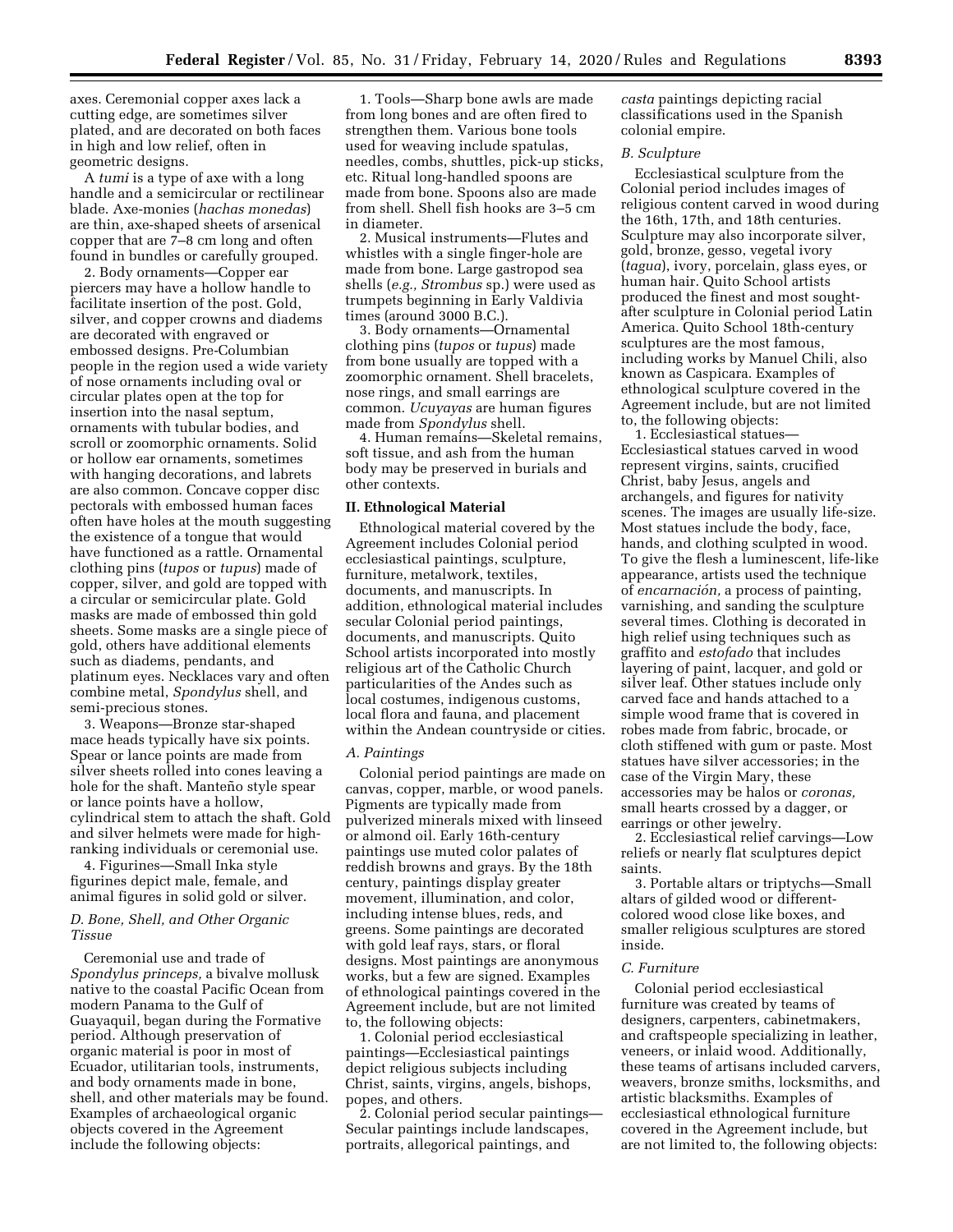axes. Ceremonial copper axes lack a cutting edge, are sometimes silver plated, and are decorated on both faces in high and low relief, often in geometric designs.

A *tumi* is a type of axe with a long handle and a semicircular or rectilinear blade. Axe-monies (*hachas monedas*) are thin, axe-shaped sheets of arsenical copper that are 7–8 cm long and often found in bundles or carefully grouped.

2. Body ornaments—Copper ear piercers may have a hollow handle to facilitate insertion of the post. Gold, silver, and copper crowns and diadems are decorated with engraved or embossed designs. Pre-Columbian people in the region used a wide variety of nose ornaments including oval or circular plates open at the top for insertion into the nasal septum, ornaments with tubular bodies, and scroll or zoomorphic ornaments. Solid or hollow ear ornaments, sometimes with hanging decorations, and labrets are also common. Concave copper disc pectorals with embossed human faces often have holes at the mouth suggesting the existence of a tongue that would have functioned as a rattle. Ornamental clothing pins (*tupos* or *tupus*) made of copper, silver, and gold are topped with a circular or semicircular plate. Gold masks are made of embossed thin gold sheets. Some masks are a single piece of gold, others have additional elements such as diadems, pendants, and platinum eyes. Necklaces vary and often combine metal, *Spondylus* shell, and semi-precious stones.

3. Weapons—Bronze star-shaped mace heads typically have six points. Spear or lance points are made from silver sheets rolled into cones leaving a hole for the shaft. Manteño style spear or lance points have a hollow, cylindrical stem to attach the shaft. Gold and silver helmets were made for high-ranking individuals or ceremonial use.

4. Figurines—Small Inka style figurines depict male, female, and animal figures in solid gold or silver.

*D. Bone, Shell, and Other Organic Tissue*

Ceremonial use and trade of *Spondylus princeps,* a bivalve mollusk native to the coastal Pacific Ocean from modern Panama to the Gulf of Guayaquil, began during the Formative period. Although preservation of organic material is poor in most of Ecuador, utilitarian tools, instruments, and body ornaments made in bone, shell, and other materials may be found. Examples of archaeological organic objects covered in the Agreement include the following objects:

1. Tools—Sharp bone awls are made from long bones and are often fired to strengthen them. Various bone tools used for weaving include spatulas, needles, combs, shuttles, pick-up sticks, etc. Ritual long-handled spoons are made from bone. Spoons also are made from shell. Shell fish hooks are 3–5 cm in diameter.

2. Musical instruments—Flutes and whistles with a single finger-hole are made from bone. Large gastropod sea shells (*e.g., Strombus* sp.) were used as trumpets beginning in Early Valdivia times (around 3000 B.C.).

3. Body ornaments—Ornamental clothing pins (*tupos* or *tupus*) made from bone usually are topped with a zoomorphic ornament. Shell bracelets, nose rings, and small earrings are common. *Ucuyayas* are human figures made from *Spondylus* shell.

4. Human remains—Skeletal remains, soft tissue, and ash from the human body may be preserved in burials and other contexts.

**II. Ethnological Material**

Ethnological material covered by the Agreement includes Colonial period ecclesiastical paintings, sculpture, furniture, metalwork, textiles, documents, and manuscripts. In addition, ethnological material includes secular Colonial period paintings, documents, and manuscripts. Quito School artists incorporated into mostly religious art of the Catholic Church particularities of the Andes such as local costumes, indigenous customs, local flora and fauna, and placement within the Andean countryside or cities.

*A. Paintings*

Colonial period paintings are made on canvas, copper, marble, or wood panels. Pigments are typically made from pulverized minerals mixed with linseed or almond oil. Early 16th-century paintings use muted color palates of reddish browns and grays. By the 18th century, paintings display greater movement, illumination, and color, including intense blues, reds, and greens. Some paintings are decorated with gold leaf rays, stars, or floral designs. Most paintings are anonymous works, but a few are signed. Examples of ethnological paintings covered in the Agreement include, but are not limited to, the following objects:

1. Colonial period ecclesiastical paintings—Ecclesiastical paintings depict religious subjects including Christ, saints, virgins, angels, bishops, popes, and others.

2. Colonial period secular paintings—Secular paintings include landscapes, portraits, allegorical paintings, and *casta* paintings depicting racial classifications used in the Spanish colonial empire.

*B. Sculpture*

Ecclesiastical sculpture from the Colonial period includes images of religious content carved in wood during the 16th, 17th, and 18th centuries. Sculpture may also incorporate silver, gold, bronze, gesso, vegetal ivory (*tagua*), ivory, porcelain, glass eyes, or human hair. Quito School artists produced the finest and most sought-after sculpture in Colonial period Latin America. Quito School 18th-century sculptures are the most famous, including works by Manuel Chili, also known as Caspicara. Examples of ethnological sculpture covered in the Agreement include, but are not limited to, the following objects:

1. Ecclesiastical statues—Ecclesiastical statues carved in wood represent virgins, saints, crucified Christ, baby Jesus, angels and archangels, and figures for nativity scenes. The images are usually life-size. Most statues include the body, face, hands, and clothing sculpted in wood. To give the flesh a luminescent, life-like appearance, artists used the technique of *encarnación,* a process of painting, varnishing, and sanding the sculpture several times. Clothing is decorated in high relief using techniques such as graffito and *estofado* that includes layering of paint, lacquer, and gold or silver leaf. Other statues include only carved face and hands attached to a simple wood frame that is covered in robes made from fabric, brocade, or cloth stiffened with gum or paste. Most statues have silver accessories; in the case of the Virgin Mary, these accessories may be halos or *coronas,* small hearts crossed by a dagger, or earrings or other jewelry.

2. Ecclesiastical relief carvings—Low reliefs or nearly flat sculptures depict saints.

3. Portable altars or triptychs—Small altars of gilded wood or different-colored wood close like boxes, and smaller religious sculptures are stored inside.

*C. Furniture*

Colonial period ecclesiastical furniture was created by teams of designers, carpenters, cabinetmakers, and craftspeople specializing in leather, veneers, or inlaid wood. Additionally, these teams of artisans included carvers, weavers, bronze smiths, locksmiths, and artistic blacksmiths. Examples of ecclesiastical ethnological furniture covered in the Agreement include, but are not limited to, the following objects: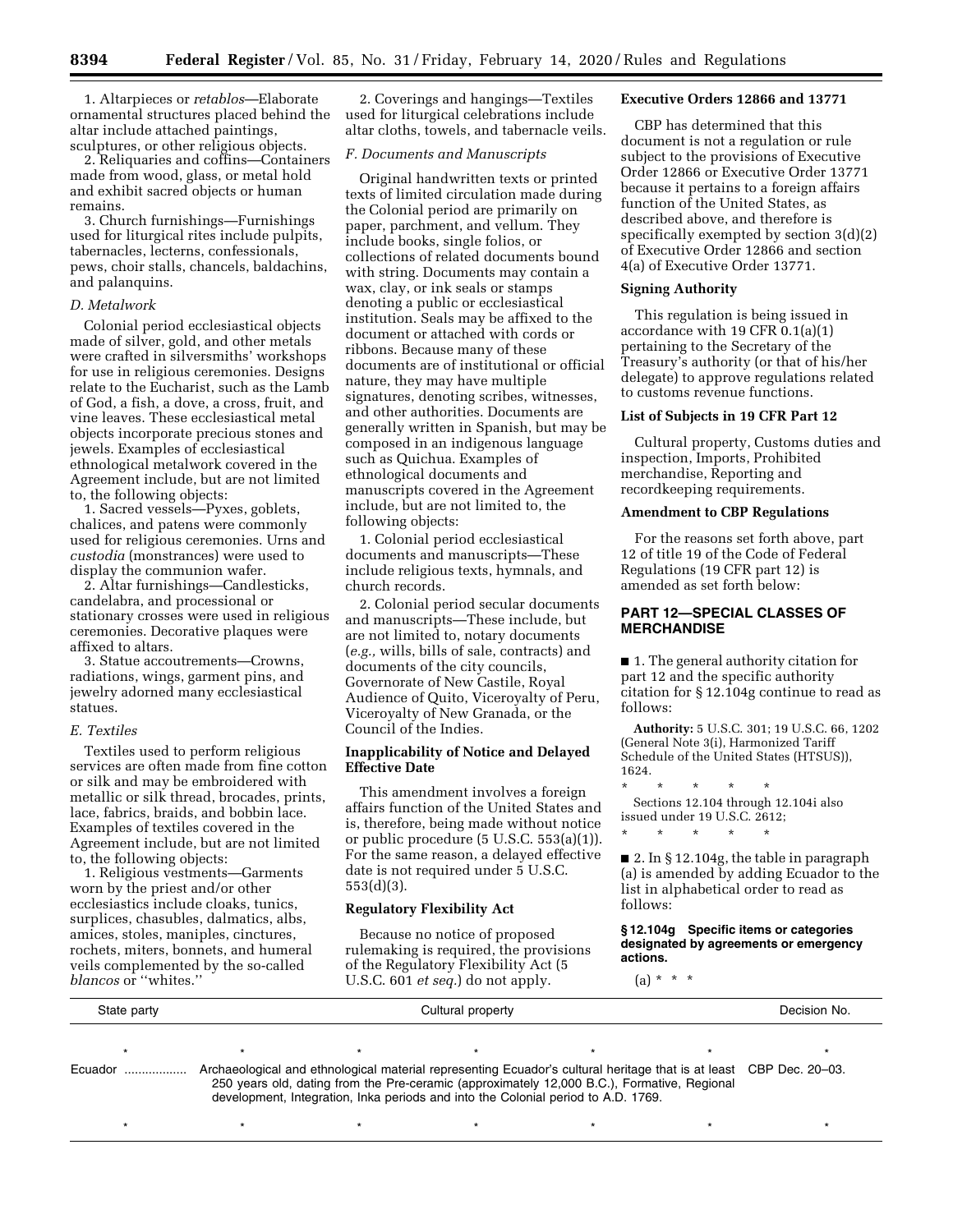1. Altarpieces or *retablos*—Elaborate ornamental structures placed behind the altar include attached paintings, sculptures, or other religious objects.

2. Reliquaries and coffins—Containers made from wood, glass, or metal hold and exhibit sacred objects or human remains.

3. Church furnishings—Furnishings used for liturgical rites include pulpits, tabernacles, lecterns, confessionals, pews, choir stalls, chancels, baldachins, and palanquins.

*D. Metalwork*

Colonial period ecclesiastical objects made of silver, gold, and other metals were crafted in silversmiths' workshops for use in religious ceremonies. Designs relate to the Eucharist, such as the Lamb of God, a fish, a dove, a cross, fruit, and vine leaves. These ecclesiastical metal objects incorporate precious stones and jewels. Examples of ecclesiastical ethnological metalwork covered in the Agreement include, but are not limited to, the following objects:

1. Sacred vessels—Pyxes, goblets, chalices, and patens were commonly used for religious ceremonies. Urns and *custodia* (monstrances) were used to display the communion wafer.

2. Altar furnishings—Candlesticks, candelabra, and processional or stationary crosses were used in religious ceremonies. Decorative plaques were affixed to altars.

3. Statue accoutrements—Crowns, radiations, wings, garment pins, and jewelry adorned many ecclesiastical statues.

*E. Textiles*

Textiles used to perform religious services are often made from fine cotton or silk and may be embroidered with metallic or silk thread, brocades, prints, lace, fabrics, braids, and bobbin lace. Examples of textiles covered in the Agreement include, but are not limited to, the following objects:

1. Religious vestments—Garments worn by the priest and/or other ecclesiastics include cloaks, tunics, surplices, chasubles, dalmatics, albs, amices, stoles, maniples, cinctures, rochets, miters, bonnets, and humeral veils complemented by the so-called *blancos* or ''whites.''

2. Coverings and hangings—Textiles used for liturgical celebrations include altar cloths, towels, and tabernacle veils.

*F. Documents and Manuscripts*

Original handwritten texts or printed texts of limited circulation made during the Colonial period are primarily on paper, parchment, and vellum. They include books, single folios, or collections of related documents bound with string. Documents may contain a wax, clay, or ink seals or stamps denoting a public or ecclesiastical institution. Seals may be affixed to the document or attached with cords or ribbons. Because many of these documents are of institutional or official nature, they may have multiple signatures, denoting scribes, witnesses, and other authorities. Documents are generally written in Spanish, but may be composed in an indigenous language such as Quichua. Examples of ethnological documents and manuscripts covered in the Agreement include, but are not limited to, the following objects:

1. Colonial period ecclesiastical documents and manuscripts—These include religious texts, hymnals, and church records.

2. Colonial period secular documents and manuscripts—These include, but are not limited to, notary documents (*e.g.,* wills, bills of sale, contracts) and documents of the city councils, Governorate of New Castile, Royal Audience of Quito, Viceroyalty of Peru, Viceroyalty of New Granada, or the Council of the Indies.

## Inapplicability of Notice and Delayed Effective Date

This amendment involves a foreign affairs function of the United States and is, therefore, being made without notice or public procedure (5 U.S.C. 553(a)(1)). For the same reason, a delayed effective date is not required under 5 U.S.C. 553(d)(3).

## Regulatory Flexibility Act

Because no notice of proposed rulemaking is required, the provisions of the Regulatory Flexibility Act (5 U.S.C. 601 *et seq.*) do not apply.

## Executive Orders 12866 and 13771

CBP has determined that this document is not a regulation or rule subject to the provisions of Executive Order 12866 or Executive Order 13771 because it pertains to a foreign affairs function of the United States, as described above, and therefore is specifically exempted by section 3(d)(2) of Executive Order 12866 and section 4(a) of Executive Order 13771.

## Signing Authority

This regulation is being issued in accordance with 19 CFR 0.1(a)(1) pertaining to the Secretary of the Treasury's authority (or that of his/her delegate) to approve regulations related to customs revenue functions.

## List of Subjects in 19 CFR Part 12

Cultural property, Customs duties and inspection, Imports, Prohibited merchandise, Reporting and recordkeeping requirements.

## Amendment to CBP Regulations

For the reasons set forth above, part 12 of title 19 of the Code of Federal Regulations (19 CFR part 12) is amended as set forth below:

## PART 12—SPECIAL CLASSES OF MERCHANDISE

■ 1. The general authority citation for part 12 and the specific authority citation for § 12.104g continue to read as follows:

**Authority:** 5 U.S.C. 301; 19 U.S.C. 66, 1202 (General Note 3(i), Harmonized Tariff Schedule of the United States (HTSUS)), 1624.

\* \* \* \* \*

Sections 12.104 through 12.104i also issued under 19 U.S.C. 2612;

\* \* \* \* \*

■ 2. In § 12.104g, the table in paragraph (a) is amended by adding Ecuador to the list in alphabetical order to read as follows:

**§ 12.104g Specific items or categories designated by agreements or emergency actions.**

(a) \* \* \*

| State party | Cultural property | Decision No. |
|---|---|---|
| \* | \* \* \* \* \* | \* |
| Ecuador | Archaeological and ethnological material representing Ecuador's cultural heritage that is at least 250 years old, dating from the Pre-ceramic (approximately 12,000 B.C.), Formative, Regional development, Integration, Inka periods and into the Colonial period to A.D. 1769. | CBP Dec. 20–03. |
| \* | \* \* \* \* \* | \* |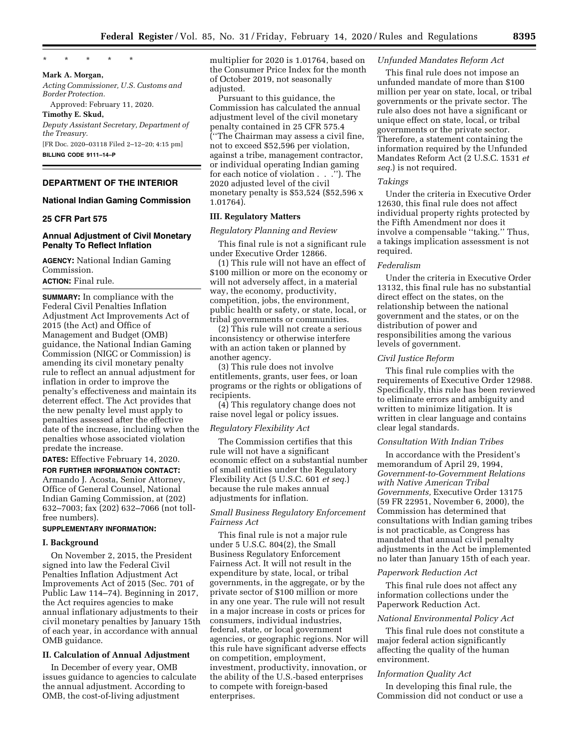\* \* \* \* \*

**Mark A. Morgan,**

*Acting Commissioner, U.S. Customs and Border Protection.*

Approved: February 11, 2020.

**Timothy E. Skud,**

*Deputy Assistant Secretary, Department of the Treasury.*

[FR Doc. 2020–03118 Filed 2–12–20; 4:15 pm]

**BILLING CODE 9111–14–P**

---

## DEPARTMENT OF THE INTERIOR

### National Indian Gaming Commission

### 25 CFR Part 575

### Annual Adjustment of Civil Monetary Penalty To Reflect Inflation

**AGENCY:** National Indian Gaming Commission.

**ACTION:** Final rule.

**SUMMARY:** In compliance with the Federal Civil Penalties Inflation Adjustment Act Improvements Act of 2015 (the Act) and Office of Management and Budget (OMB) guidance, the National Indian Gaming Commission (NIGC or Commission) is amending its civil monetary penalty rule to reflect an annual adjustment for inflation in order to improve the penalty's effectiveness and maintain its deterrent effect. The Act provides that the new penalty level must apply to penalties assessed after the effective date of the increase, including when the penalties whose associated violation predate the increase.

**DATES:** Effective February 14, 2020.

**FOR FURTHER INFORMATION CONTACT:** Armando J. Acosta, Senior Attorney, Office of General Counsel, National Indian Gaming Commission, at (202) 632–7003; fax (202) 632–7066 (not toll-free numbers).

**SUPPLEMENTARY INFORMATION:**

#### I. Background

On November 2, 2015, the President signed into law the Federal Civil Penalties Inflation Adjustment Act Improvements Act of 2015 (Sec. 701 of Public Law 114–74). Beginning in 2017, the Act requires agencies to make annual inflationary adjustments to their civil monetary penalties by January 15th of each year, in accordance with annual OMB guidance.

#### II. Calculation of Annual Adjustment

In December of every year, OMB issues guidance to agencies to calculate the annual adjustment. According to OMB, the cost-of-living adjustment multiplier for 2020 is 1.01764, based on the Consumer Price Index for the month of October 2019, not seasonally adjusted.

Pursuant to this guidance, the Commission has calculated the annual adjustment level of the civil monetary penalty contained in 25 CFR 575.4 (''The Chairman may assess a civil fine, not to exceed $52,596 per violation, against a tribe, management contractor, or individual operating Indian gaming for each notice of violation . . .''). The 2020 adjusted level of the civil monetary penalty is $53,524 ($52,596 x 1.01764).

#### III. Regulatory Matters

*Regulatory Planning and Review*

This final rule is not a significant rule under Executive Order 12866.

(1) This rule will not have an effect of $100 million or more on the economy or will not adversely affect, in a material way, the economy, productivity, competition, jobs, the environment, public health or safety, or state, local, or tribal governments or communities.

(2) This rule will not create a serious inconsistency or otherwise interfere with an action taken or planned by another agency.

(3) This rule does not involve entitlements, grants, user fees, or loan programs or the rights or obligations of recipients.

(4) This regulatory change does not raise novel legal or policy issues.

*Regulatory Flexibility Act*

The Commission certifies that this rule will not have a significant economic effect on a substantial number of small entities under the Regulatory Flexibility Act (5 U.S.C. 601 *et seq.*) because the rule makes annual adjustments for inflation.

*Small Business Regulatory Enforcement Fairness Act*

This final rule is not a major rule under 5 U.S.C. 804(2), the Small Business Regulatory Enforcement Fairness Act. It will not result in the expenditure by state, local, or tribal governments, in the aggregate, or by the private sector of $100 million or more in any one year. The rule will not result in a major increase in costs or prices for consumers, individual industries, federal, state, or local government agencies, or geographic regions. Nor will this rule have significant adverse effects on competition, employment, investment, productivity, innovation, or the ability of the U.S.-based enterprises to compete with foreign-based enterprises.

*Unfunded Mandates Reform Act*

This final rule does not impose an unfunded mandate of more than $100 million per year on state, local, or tribal governments or the private sector. The rule also does not have a significant or unique effect on state, local, or tribal governments or the private sector. Therefore, a statement containing the information required by the Unfunded Mandates Reform Act (2 U.S.C. 1531 *et seq.*) is not required.

*Takings*

Under the criteria in Executive Order 12630, this final rule does not affect individual property rights protected by the Fifth Amendment nor does it involve a compensable ''taking.'' Thus, a takings implication assessment is not required.

*Federalism*

Under the criteria in Executive Order 13132, this final rule has no substantial direct effect on the states, on the relationship between the national government and the states, or on the distribution of power and responsibilities among the various levels of government.

*Civil Justice Reform*

This final rule complies with the requirements of Executive Order 12988. Specifically, this rule has been reviewed to eliminate errors and ambiguity and written to minimize litigation. It is written in clear language and contains clear legal standards.

*Consultation With Indian Tribes*

In accordance with the President's memorandum of April 29, 1994, *Government-to-Government Relations with Native American Tribal Governments,* Executive Order 13175 (59 FR 22951, November 6, 2000), the Commission has determined that consultations with Indian gaming tribes is not practicable, as Congress has mandated that annual civil penalty adjustments in the Act be implemented no later than January 15th of each year.

*Paperwork Reduction Act*

This final rule does not affect any information collections under the Paperwork Reduction Act.

*National Environmental Policy Act*

This final rule does not constitute a major federal action significantly affecting the quality of the human environment.

*Information Quality Act*

In developing this final rule, the Commission did not conduct or use a